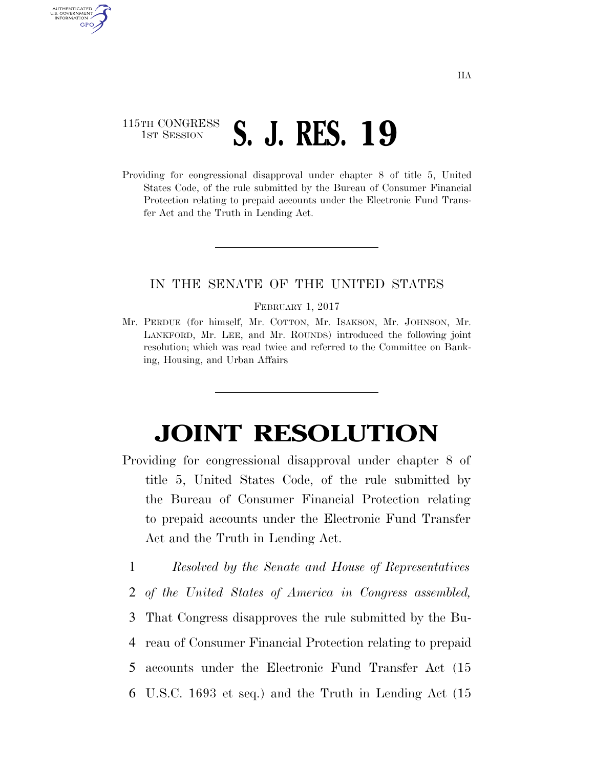115TH CONGRESS
1ST SESSION

# S. J. RES. 19

Providing for congressional disapproval under chapter 8 of title 5, United States Code, of the rule submitted by the Bureau of Consumer Financial Protection relating to prepaid accounts under the Electronic Fund Transfer Act and the Truth in Lending Act.

---

IN THE SENATE OF THE UNITED STATES

FEBRUARY 1, 2017

Mr. PERDUE (for himself, Mr. COTTON, Mr. ISAKSON, Mr. JOHNSON, Mr. LANKFORD, Mr. LEE, and Mr. ROUNDS) introduced the following joint resolution; which was read twice and referred to the Committee on Banking, Housing, and Urban Affairs

---

# JOINT RESOLUTION

Providing for congressional disapproval under chapter 8 of title 5, United States Code, of the rule submitted by the Bureau of Consumer Financial Protection relating to prepaid accounts under the Electronic Fund Transfer Act and the Truth in Lending Act.

1 *Resolved by the Senate and House of Representatives*
2 *of the United States of America in Congress assembled,*
3 That Congress disapproves the rule submitted by the Bu-
4 reau of Consumer Financial Protection relating to prepaid
5 accounts under the Electronic Fund Transfer Act (15
6 U.S.C. 1693 et seq.) and the Truth in Lending Act (15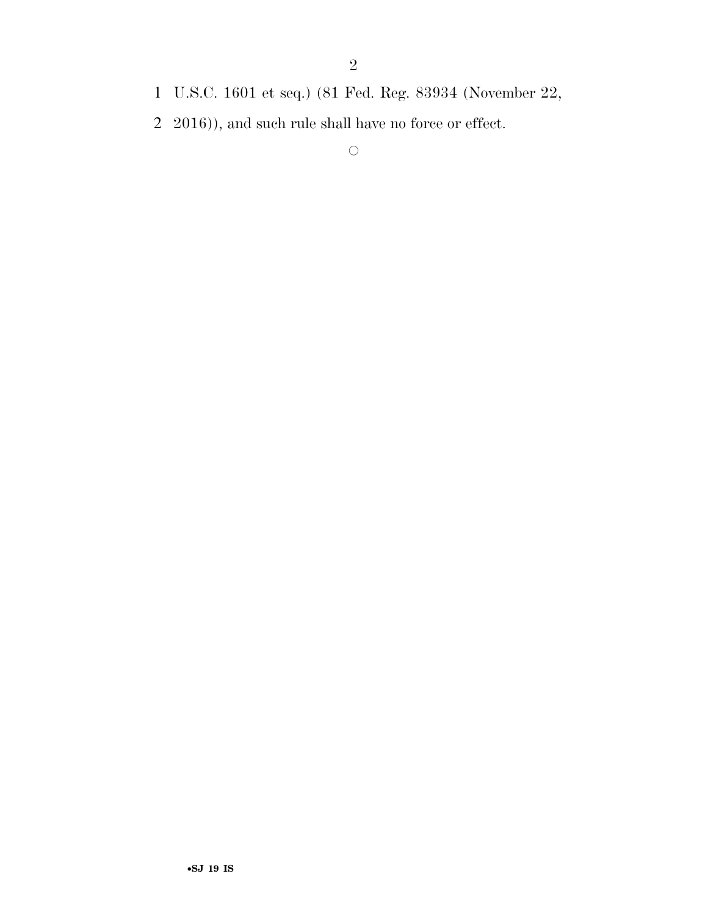U.S.C. 1601 et seq.) (81 Fed. Reg. 83934 (November 22, 2016)), and such rule shall have no force or effect.

○